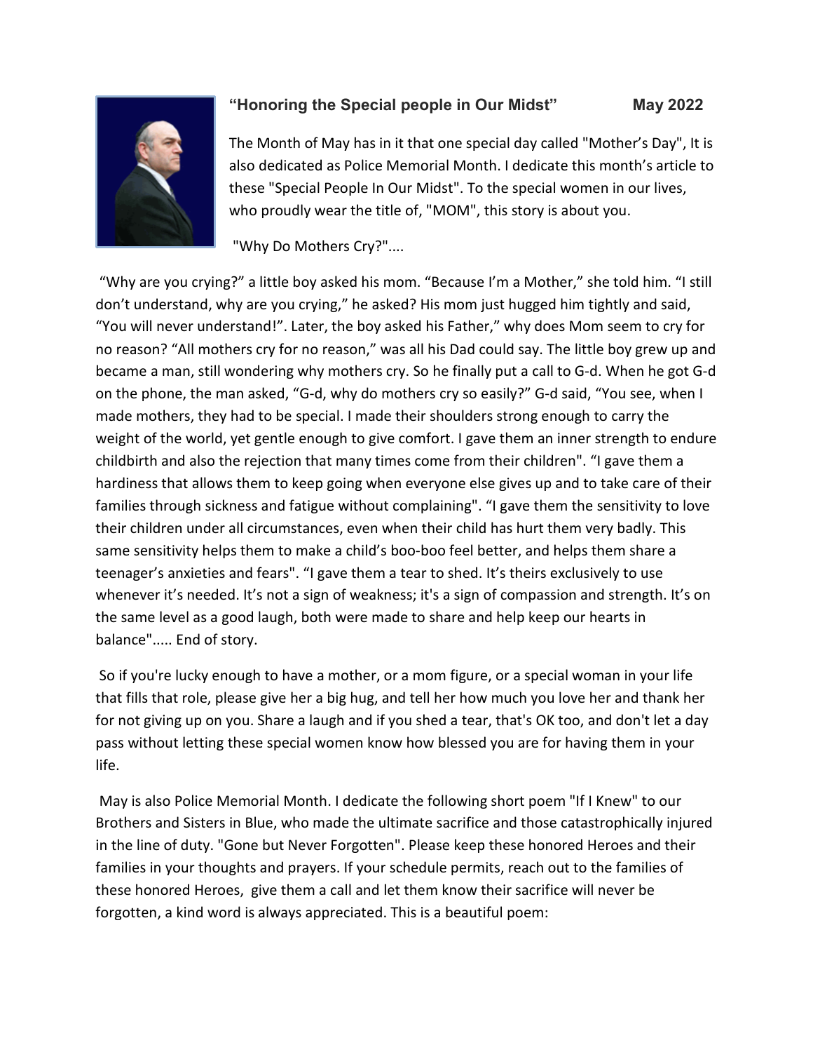## “Honoring the Special people in Our Midst” May 2022

The Month of May has in it that one special day called "Mother’s Day", It is also dedicated as Police Memorial Month. I dedicate this month’s article to these "Special People In Our Midst". To the special women in our lives, who proudly wear the title of, "MOM", this story is about you.

"Why Do Mothers Cry?"....

“Why are you crying?” a little boy asked his mom. “Because I’m a Mother,” she told him. “I still don’t understand, why are you crying,” he asked? His mom just hugged him tightly and said, “You will never understand!”. Later, the boy asked his Father,” why does Mom seem to cry for no reason? “All mothers cry for no reason,” was all his Dad could say. The little boy grew up and became a man, still wondering why mothers cry. So he finally put a call to G-d. When he got G-d on the phone, the man asked, “G-d, why do mothers cry so easily?” G-d said, “You see, when I made mothers, they had to be special. I made their shoulders strong enough to carry the weight of the world, yet gentle enough to give comfort. I gave them an inner strength to endure childbirth and also the rejection that many times come from their children". “I gave them a hardiness that allows them to keep going when everyone else gives up and to take care of their families through sickness and fatigue without complaining". “I gave them the sensitivity to love their children under all circumstances, even when their child has hurt them very badly. This same sensitivity helps them to make a child’s boo-boo feel better, and helps them share a teenager’s anxieties and fears". “I gave them a tear to shed. It’s theirs exclusively to use whenever it’s needed. It’s not a sign of weakness; it's a sign of compassion and strength. It’s on the same level as a good laugh, both were made to share and help keep our hearts in balance"..... End of story.

So if you're lucky enough to have a mother, or a mom figure, or a special woman in your life that fills that role, please give her a big hug, and tell her how much you love her and thank her for not giving up on you. Share a laugh and if you shed a tear, that's OK too, and don't let a day pass without letting these special women know how blessed you are for having them in your life.

May is also Police Memorial Month. I dedicate the following short poem "If I Knew" to our Brothers and Sisters in Blue, who made the ultimate sacrifice and those catastrophically injured in the line of duty. "Gone but Never Forgotten". Please keep these honored Heroes and their families in your thoughts and prayers. If your schedule permits, reach out to the families of these honored Heroes, give them a call and let them know their sacrifice will never be forgotten, a kind word is always appreciated. This is a beautiful poem: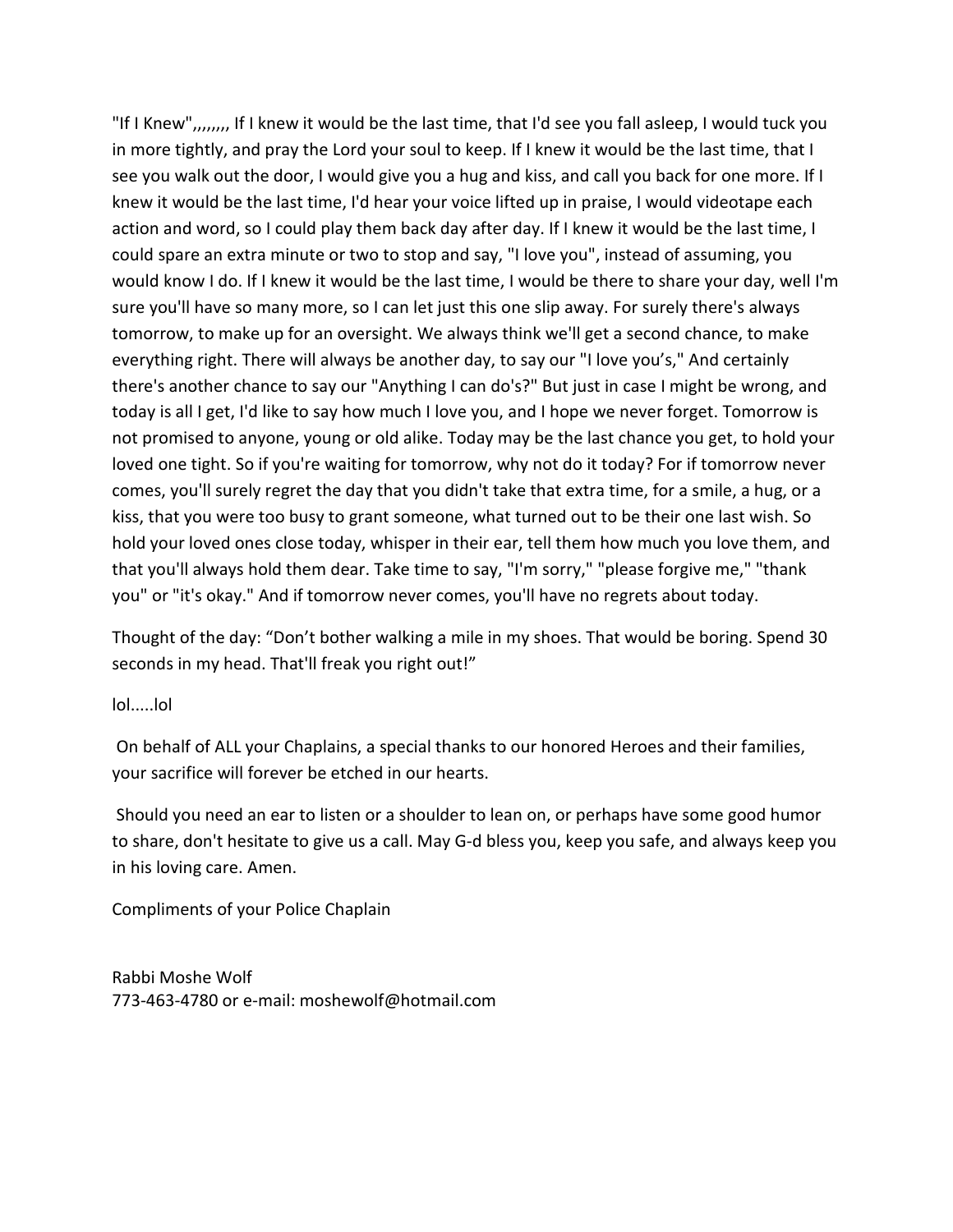"If I Knew",,,,,,,, If I knew it would be the last time, that I'd see you fall asleep, I would tuck you in more tightly, and pray the Lord your soul to keep. If I knew it would be the last time, that I see you walk out the door, I would give you a hug and kiss, and call you back for one more. If I knew it would be the last time, I'd hear your voice lifted up in praise, I would videotape each action and word, so I could play them back day after day. If I knew it would be the last time, I could spare an extra minute or two to stop and say, "I love you", instead of assuming, you would know I do. If I knew it would be the last time, I would be there to share your day, well I'm sure you'll have so many more, so I can let just this one slip away. For surely there's always tomorrow, to make up for an oversight. We always think we'll get a second chance, to make everything right. There will always be another day, to say our "I love you's," And certainly there's another chance to say our "Anything I can do's?" But just in case I might be wrong, and today is all I get, I'd like to say how much I love you, and I hope we never forget. Tomorrow is not promised to anyone, young or old alike. Today may be the last chance you get, to hold your loved one tight. So if you're waiting for tomorrow, why not do it today? For if tomorrow never comes, you'll surely regret the day that you didn't take that extra time, for a smile, a hug, or a kiss, that you were too busy to grant someone, what turned out to be their one last wish. So hold your loved ones close today, whisper in their ear, tell them how much you love them, and that you'll always hold them dear. Take time to say, "I'm sorry," "please forgive me," "thank you" or "it's okay." And if tomorrow never comes, you'll have no regrets about today.

Thought of the day: "Don't bother walking a mile in my shoes. That would be boring. Spend 30 seconds in my head. That'll freak you right out!"

lol.....lol

On behalf of ALL your Chaplains, a special thanks to our honored Heroes and their families, your sacrifice will forever be etched in our hearts.

Should you need an ear to listen or a shoulder to lean on, or perhaps have some good humor to share, don't hesitate to give us a call. May G-d bless you, keep you safe, and always keep you in his loving care. Amen.

Compliments of your Police Chaplain

Rabbi Moshe Wolf
773-463-4780 or e-mail: moshewolf@hotmail.com